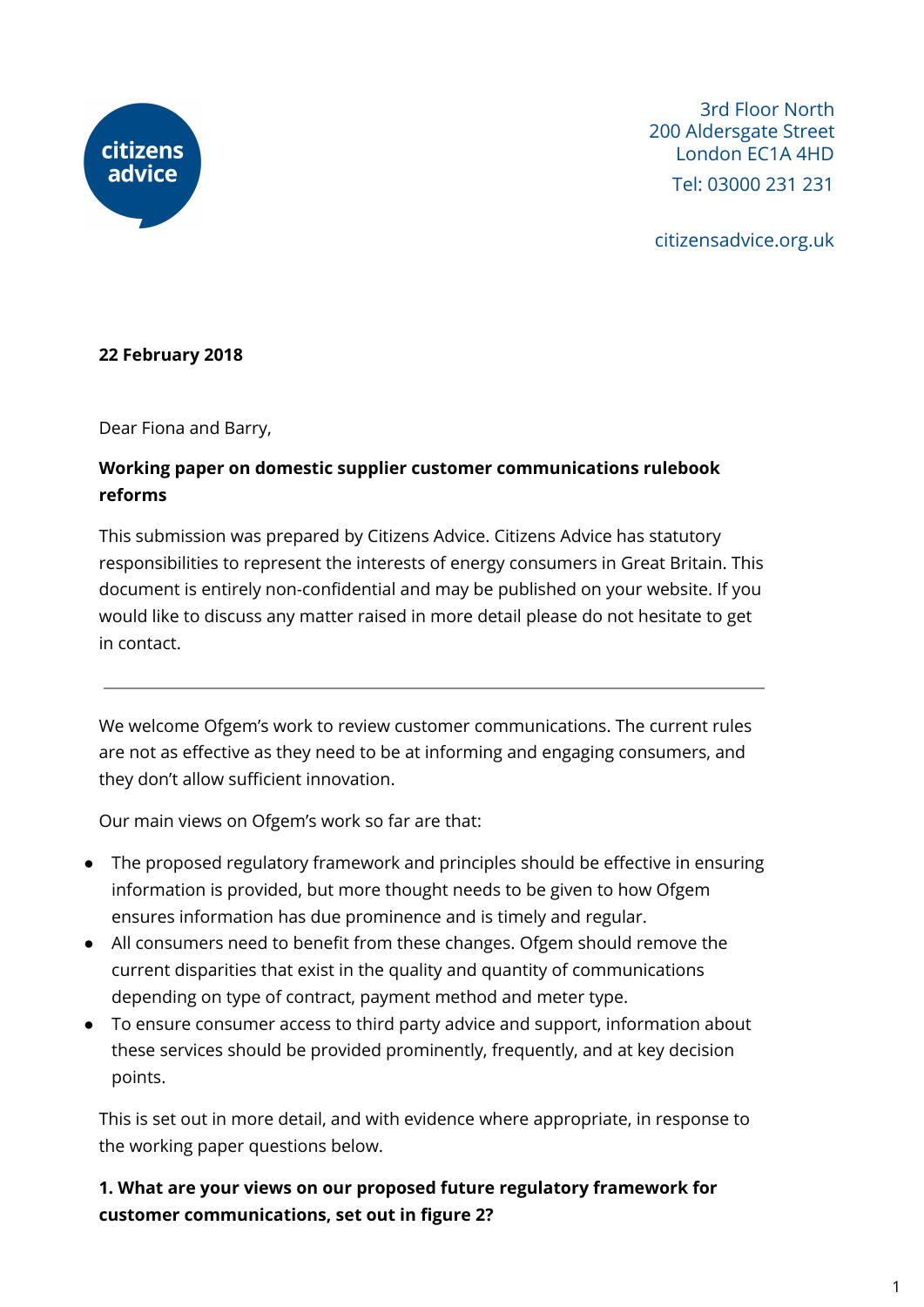citizens advice

3rd Floor North
200 Aldersgate Street
London EC1A 4HD
Tel: 03000 231 231

citizensadvice.org.uk

**22 February 2018**

Dear Fiona and Barry,

**Working paper on domestic supplier customer communications rulebook reforms**

This submission was prepared by Citizens Advice. Citizens Advice has statutory responsibilities to represent the interests of energy consumers in Great Britain. This document is entirely non-confidential and may be published on your website. If you would like to discuss any matter raised in more detail please do not hesitate to get in contact.

---

We welcome Ofgem's work to review customer communications. The current rules are not as effective as they need to be at informing and engaging consumers, and they don't allow sufficient innovation.

Our main views on Ofgem's work so far are that:

- The proposed regulatory framework and principles should be effective in ensuring information is provided, but more thought needs to be given to how Ofgem ensures information has due prominence and is timely and regular.
- All consumers need to benefit from these changes. Ofgem should remove the current disparities that exist in the quality and quantity of communications depending on type of contract, payment method and meter type.
- To ensure consumer access to third party advice and support, information about these services should be provided prominently, frequently, and at key decision points.

This is set out in more detail, and with evidence where appropriate, in response to the working paper questions below.

**1. What are your views on our proposed future regulatory framework for customer communications, set out in figure 2?**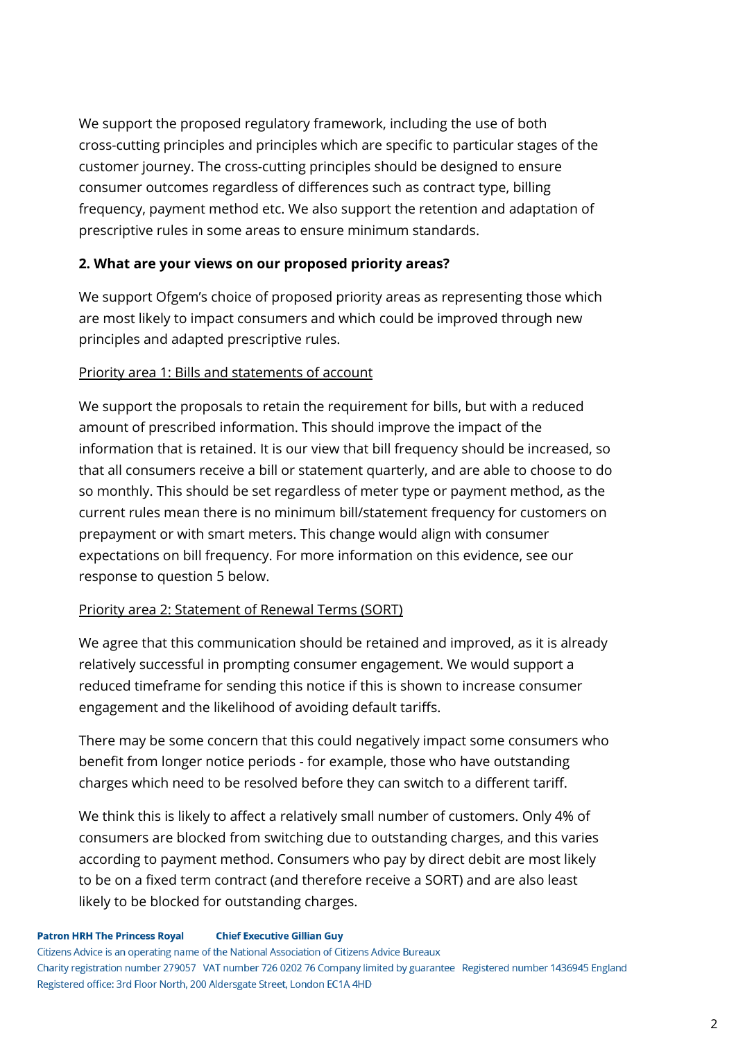We support the proposed regulatory framework, including the use of both cross-cutting principles and principles which are specific to particular stages of the customer journey. The cross-cutting principles should be designed to ensure consumer outcomes regardless of differences such as contract type, billing frequency, payment method etc. We also support the retention and adaptation of prescriptive rules in some areas to ensure minimum standards.

**2. What are your views on our proposed priority areas?**

We support Ofgem's choice of proposed priority areas as representing those which are most likely to impact consumers and which could be improved through new principles and adapted prescriptive rules.

Priority area 1: Bills and statements of account

We support the proposals to retain the requirement for bills, but with a reduced amount of prescribed information. This should improve the impact of the information that is retained. It is our view that bill frequency should be increased, so that all consumers receive a bill or statement quarterly, and are able to choose to do so monthly. This should be set regardless of meter type or payment method, as the current rules mean there is no minimum bill/statement frequency for customers on prepayment or with smart meters. This change would align with consumer expectations on bill frequency. For more information on this evidence, see our response to question 5 below.

Priority area 2: Statement of Renewal Terms (SORT)

We agree that this communication should be retained and improved, as it is already relatively successful in prompting consumer engagement. We would support a reduced timeframe for sending this notice if this is shown to increase consumer engagement and the likelihood of avoiding default tariffs.

There may be some concern that this could negatively impact some consumers who benefit from longer notice periods - for example, those who have outstanding charges which need to be resolved before they can switch to a different tariff.

We think this is likely to affect a relatively small number of customers. Only 4% of consumers are blocked from switching due to outstanding charges, and this varies according to payment method. Consumers who pay by direct debit are most likely to be on a fixed term contract (and therefore receive a SORT) and are also least likely to be blocked for outstanding charges.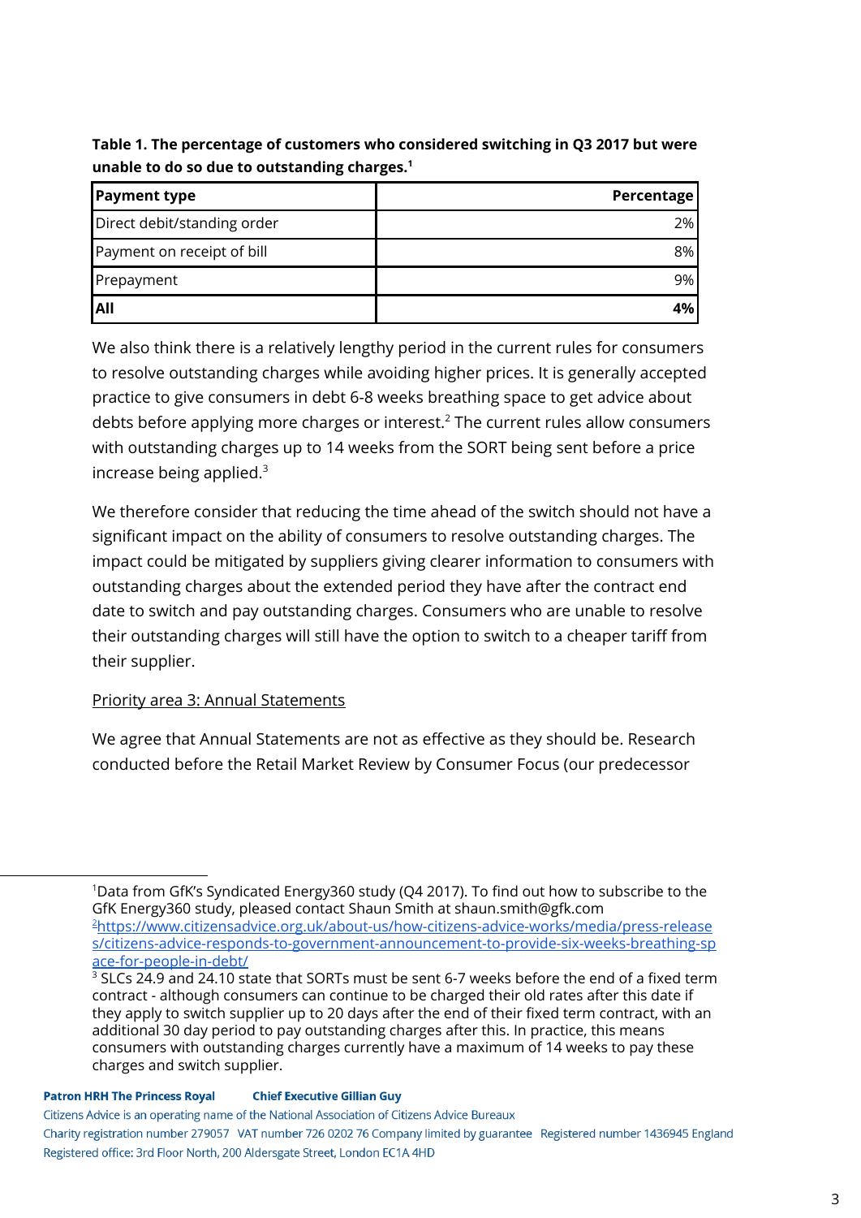**Table 1. The percentage of customers who considered switching in Q3 2017 but were unable to do so due to outstanding charges.**[1]

| Payment type | Percentage |
|---|---:|
| Direct debit/standing order | 2% |
| Payment on receipt of bill | 8% |
| Prepayment | 9% |
| **All** | **4%** |

We also think there is a relatively lengthy period in the current rules for consumers to resolve outstanding charges while avoiding higher prices. It is generally accepted practice to give consumers in debt 6-8 weeks breathing space to get advice about debts before applying more charges or interest.[2] The current rules allow consumers with outstanding charges up to 14 weeks from the SORT being sent before a price increase being applied.[3]

We therefore consider that reducing the time ahead of the switch should not have a significant impact on the ability of consumers to resolve outstanding charges. The impact could be mitigated by suppliers giving clearer information to consumers with outstanding charges about the extended period they have after the contract end date to switch and pay outstanding charges. Consumers who are unable to resolve their outstanding charges will still have the option to switch to a cheaper tariff from their supplier.

Priority area 3: Annual Statements

We agree that Annual Statements are not as effective as they should be. Research conducted before the Retail Market Review by Consumer Focus (our predecessor

---

[1] Data from GfK's Syndicated Energy360 study (Q4 2017). To find out how to subscribe to the GfK Energy360 study, pleased contact Shaun Smith at shaun.smith@gfk.com

[2] https://www.citizensadvice.org.uk/about-us/how-citizens-advice-works/media/press-releases/citizens-advice-responds-to-government-announcement-to-provide-six-weeks-breathing-space-for-people-in-debt/

[3] SLCs 24.9 and 24.10 state that SORTs must be sent 6-7 weeks before the end of a fixed term contract - although consumers can continue to be charged their old rates after this date if they apply to switch supplier up to 20 days after the end of their fixed term contract, with an additional 30 day period to pay outstanding charges after this. In practice, this means consumers with outstanding charges currently have a maximum of 14 weeks to pay these charges and switch supplier.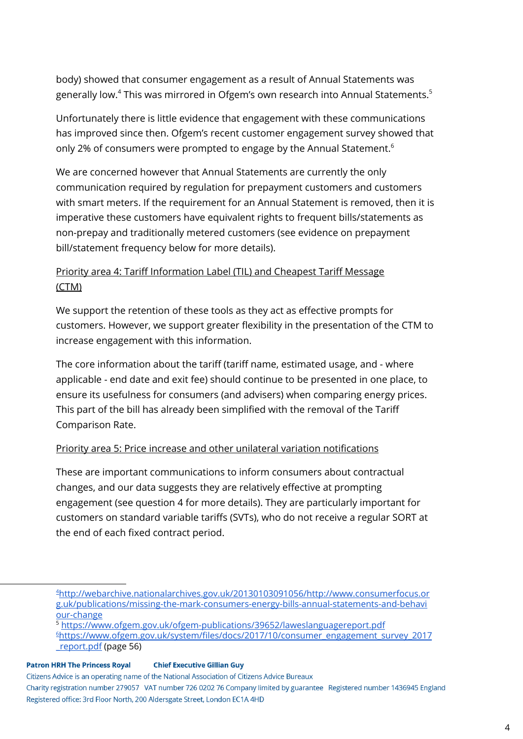body) showed that consumer engagement as a result of Annual Statements was generally low.[4] This was mirrored in Ofgem's own research into Annual Statements.[5]

Unfortunately there is little evidence that engagement with these communications has improved since then. Ofgem's recent customer engagement survey showed that only 2% of consumers were prompted to engage by the Annual Statement.[6]

We are concerned however that Annual Statements are currently the only communication required by regulation for prepayment customers and customers with smart meters. If the requirement for an Annual Statement is removed, then it is imperative these customers have equivalent rights to frequent bills/statements as non-prepay and traditionally metered customers (see evidence on prepayment bill/statement frequency below for more details).

Priority area 4: Tariff Information Label (TIL) and Cheapest Tariff Message (CTM)

We support the retention of these tools as they act as effective prompts for customers. However, we support greater flexibility in the presentation of the CTM to increase engagement with this information.

The core information about the tariff (tariff name, estimated usage, and - where applicable - end date and exit fee) should continue to be presented in one place, to ensure its usefulness for consumers (and advisers) when comparing energy prices. This part of the bill has already been simplified with the removal of the Tariff Comparison Rate.

Priority area 5: Price increase and other unilateral variation notifications

These are important communications to inform consumers about contractual changes, and our data suggests they are relatively effective at prompting engagement (see question 4 for more details). They are particularly important for customers on standard variable tariffs (SVTs), who do not receive a regular SORT at the end of each fixed contract period.

---

[4] http://webarchive.nationalarchives.gov.uk/20130103091056/http://www.consumerfocus.org.uk/publications/missing-the-mark-consumers-energy-bills-annual-statements-and-behaviour-change

[5] https://www.ofgem.gov.uk/ofgem-publications/39652/laweslanguagereport.pdf

[6] https://www.ofgem.gov.uk/system/files/docs/2017/10/consumer_engagement_survey_2017_report.pdf (page 56)

**Patron HRH The Princess Royal** **Chief Executive Gillian Guy**
Citizens Advice is an operating name of the National Association of Citizens Advice Bureaux
Charity registration number 279057 VAT number 726 0202 76 Company limited by guarantee Registered number 1436945 England
Registered office: 3rd Floor North, 200 Aldersgate Street, London EC1A 4HD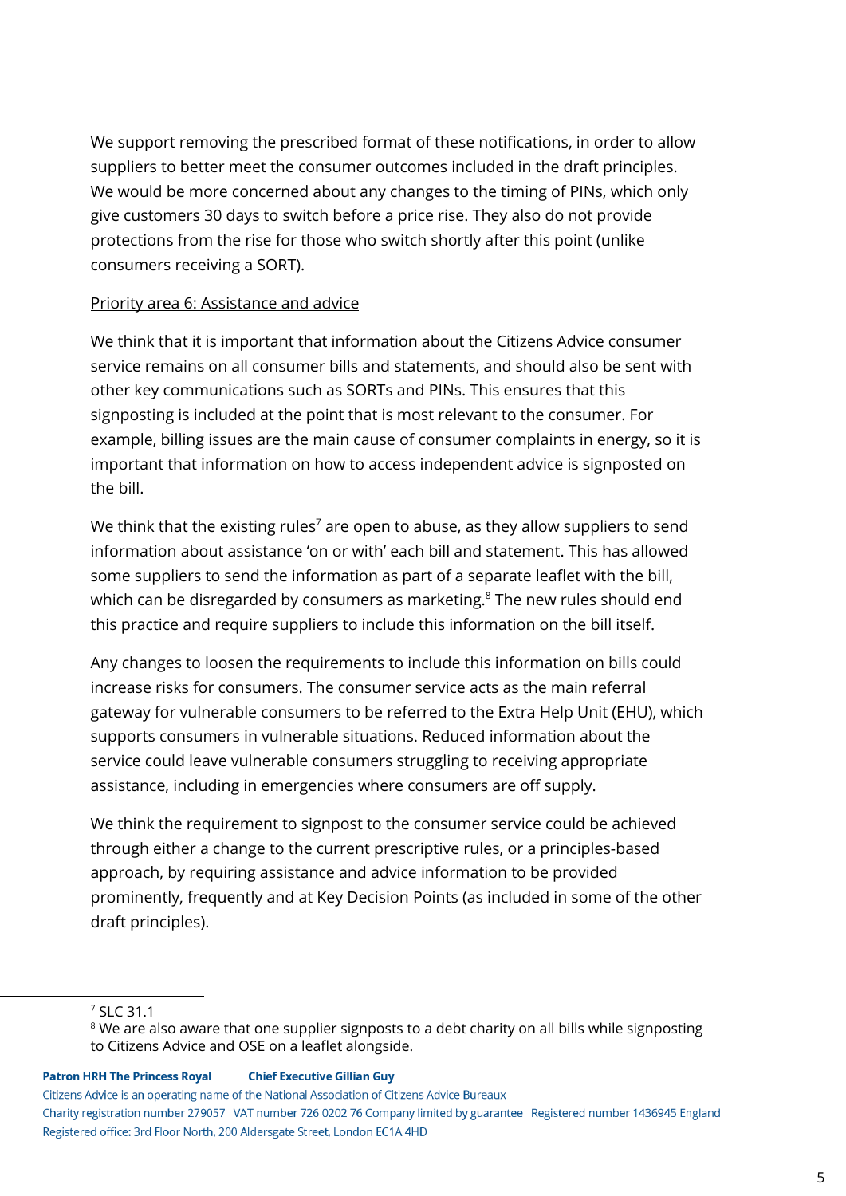We support removing the prescribed format of these notifications, in order to allow suppliers to better meet the consumer outcomes included in the draft principles. We would be more concerned about any changes to the timing of PINs, which only give customers 30 days to switch before a price rise. They also do not provide protections from the rise for those who switch shortly after this point (unlike consumers receiving a SORT).

Priority area 6: Assistance and advice

We think that it is important that information about the Citizens Advice consumer service remains on all consumer bills and statements, and should also be sent with other key communications such as SORTs and PINs. This ensures that this signposting is included at the point that is most relevant to the consumer. For example, billing issues are the main cause of consumer complaints in energy, so it is important that information on how to access independent advice is signposted on the bill.

We think that the existing rules[7] are open to abuse, as they allow suppliers to send information about assistance 'on or with' each bill and statement. This has allowed some suppliers to send the information as part of a separate leaflet with the bill, which can be disregarded by consumers as marketing.[8] The new rules should end this practice and require suppliers to include this information on the bill itself.

Any changes to loosen the requirements to include this information on bills could increase risks for consumers. The consumer service acts as the main referral gateway for vulnerable consumers to be referred to the Extra Help Unit (EHU), which supports consumers in vulnerable situations. Reduced information about the service could leave vulnerable consumers struggling to receiving appropriate assistance, including in emergencies where consumers are off supply.

We think the requirement to signpost to the consumer service could be achieved through either a change to the current prescriptive rules, or a principles-based approach, by requiring assistance and advice information to be provided prominently, frequently and at Key Decision Points (as included in some of the other draft principles).

---

[7] SLC 31.1

[8] We are also aware that one supplier signposts to a debt charity on all bills while signposting to Citizens Advice and OSE on a leaflet alongside.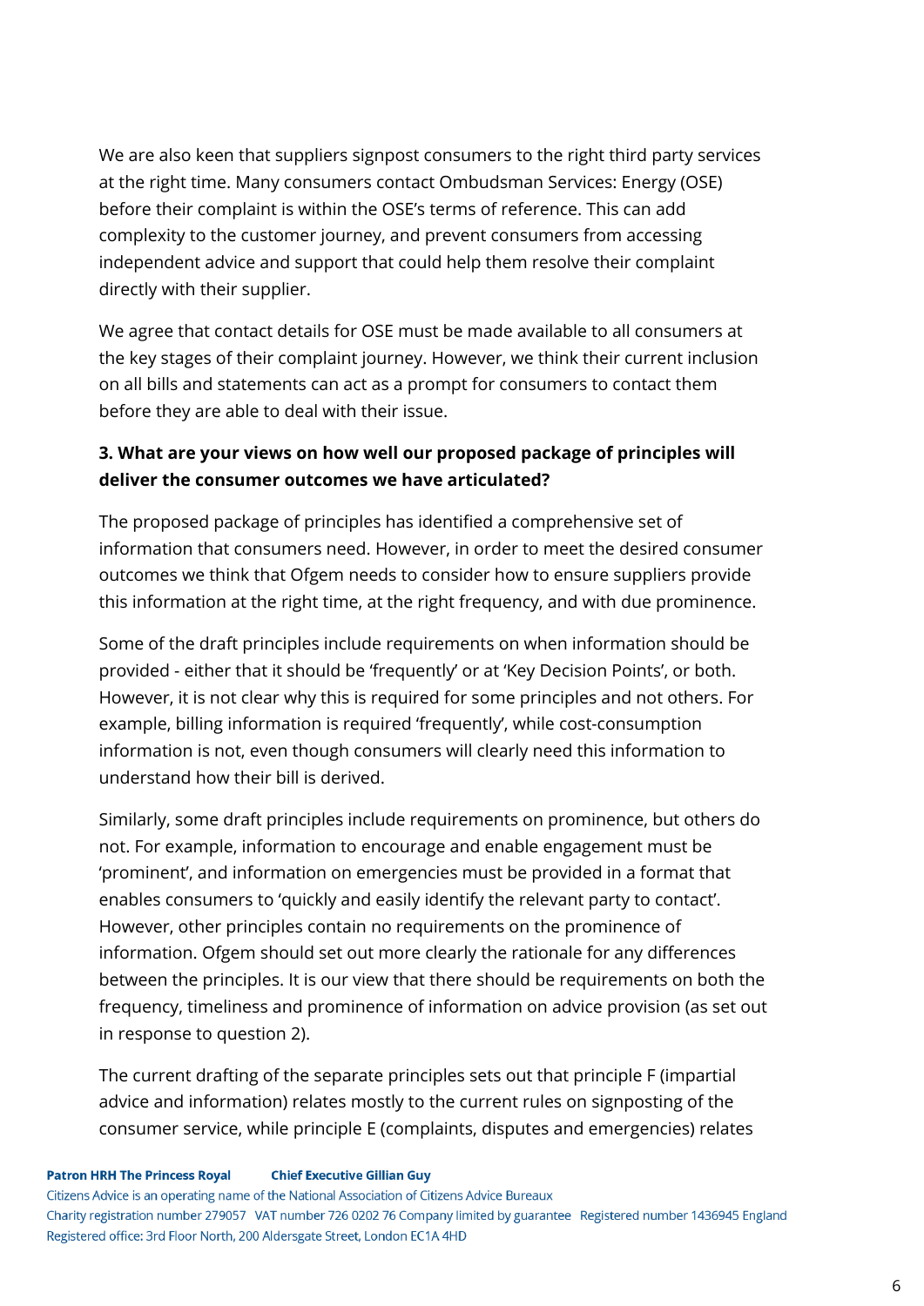We are also keen that suppliers signpost consumers to the right third party services at the right time. Many consumers contact Ombudsman Services: Energy (OSE) before their complaint is within the OSE's terms of reference. This can add complexity to the customer journey, and prevent consumers from accessing independent advice and support that could help them resolve their complaint directly with their supplier.

We agree that contact details for OSE must be made available to all consumers at the key stages of their complaint journey. However, we think their current inclusion on all bills and statements can act as a prompt for consumers to contact them before they are able to deal with their issue.

**3. What are your views on how well our proposed package of principles will deliver the consumer outcomes we have articulated?**

The proposed package of principles has identified a comprehensive set of information that consumers need. However, in order to meet the desired consumer outcomes we think that Ofgem needs to consider how to ensure suppliers provide this information at the right time, at the right frequency, and with due prominence.

Some of the draft principles include requirements on when information should be provided - either that it should be 'frequently' or at 'Key Decision Points', or both. However, it is not clear why this is required for some principles and not others. For example, billing information is required 'frequently', while cost-consumption information is not, even though consumers will clearly need this information to understand how their bill is derived.

Similarly, some draft principles include requirements on prominence, but others do not. For example, information to encourage and enable engagement must be 'prominent', and information on emergencies must be provided in a format that enables consumers to 'quickly and easily identify the relevant party to contact'. However, other principles contain no requirements on the prominence of information. Ofgem should set out more clearly the rationale for any differences between the principles. It is our view that there should be requirements on both the frequency, timeliness and prominence of information on advice provision (as set out in response to question 2).

The current drafting of the separate principles sets out that principle F (impartial advice and information) relates mostly to the current rules on signposting of the consumer service, while principle E (complaints, disputes and emergencies) relates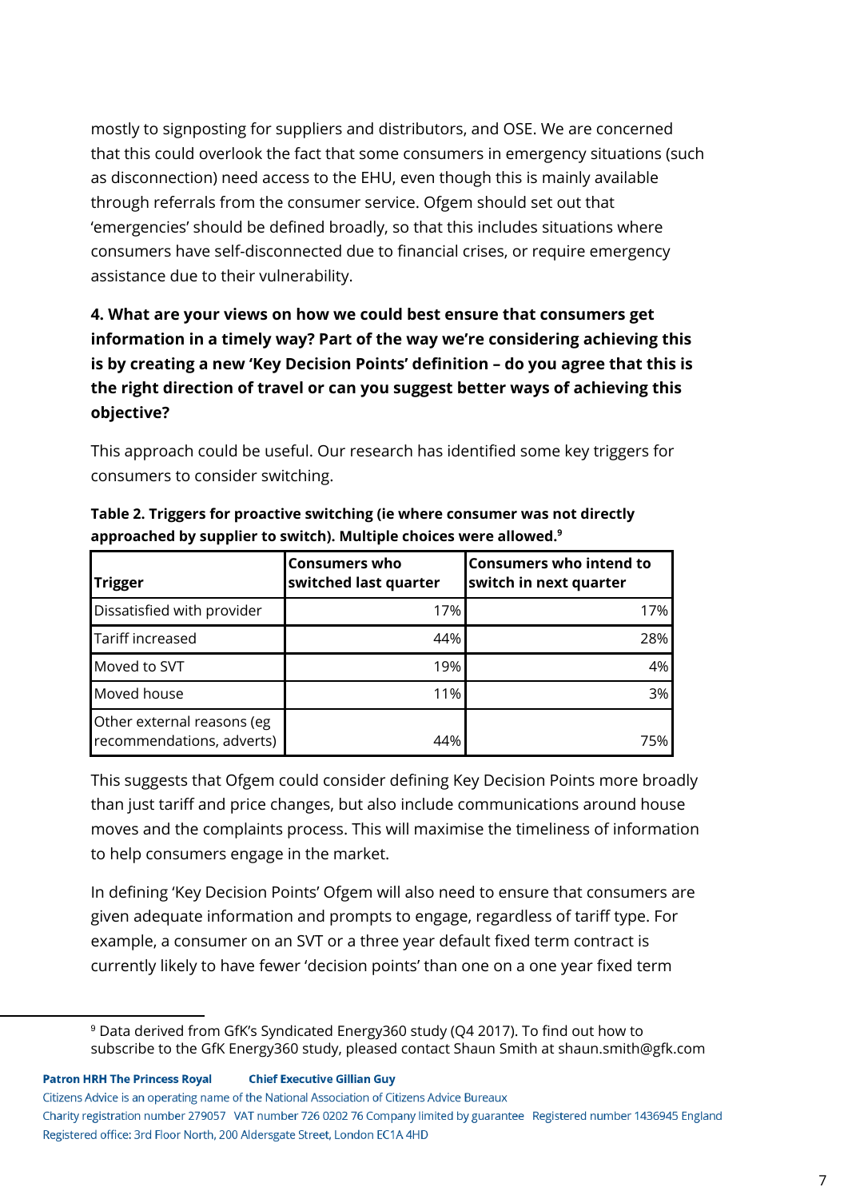mostly to signposting for suppliers and distributors, and OSE. We are concerned that this could overlook the fact that some consumers in emergency situations (such as disconnection) need access to the EHU, even though this is mainly available through referrals from the consumer service. Ofgem should set out that 'emergencies' should be defined broadly, so that this includes situations where consumers have self-disconnected due to financial crises, or require emergency assistance due to their vulnerability.

**4. What are your views on how we could best ensure that consumers get information in a timely way? Part of the way we're considering achieving this is by creating a new 'Key Decision Points' definition – do you agree that this is the right direction of travel or can you suggest better ways of achieving this objective?**

This approach could be useful. Our research has identified some key triggers for consumers to consider switching.

**Table 2. Triggers for proactive switching (ie where consumer was not directly approached by supplier to switch). Multiple choices were allowed.**[9]

| Trigger | Consumers who switched last quarter | Consumers who intend to switch in next quarter |
|---|---|---|
| Dissatisfied with provider | 17% | 17% |
| Tariff increased | 44% | 28% |
| Moved to SVT | 19% | 4% |
| Moved house | 11% | 3% |
| Other external reasons (eg recommendations, adverts) | 44% | 75% |

This suggests that Ofgem could consider defining Key Decision Points more broadly than just tariff and price changes, but also include communications around house moves and the complaints process. This will maximise the timeliness of information to help consumers engage in the market.

In defining 'Key Decision Points' Ofgem will also need to ensure that consumers are given adequate information and prompts to engage, regardless of tariff type. For example, a consumer on an SVT or a three year default fixed term contract is currently likely to have fewer 'decision points' than one on a one year fixed term

[9] Data derived from GfK's Syndicated Energy360 study (Q4 2017). To find out how to subscribe to the GfK Energy360 study, please contact Shaun Smith at shaun.smith@gfk.com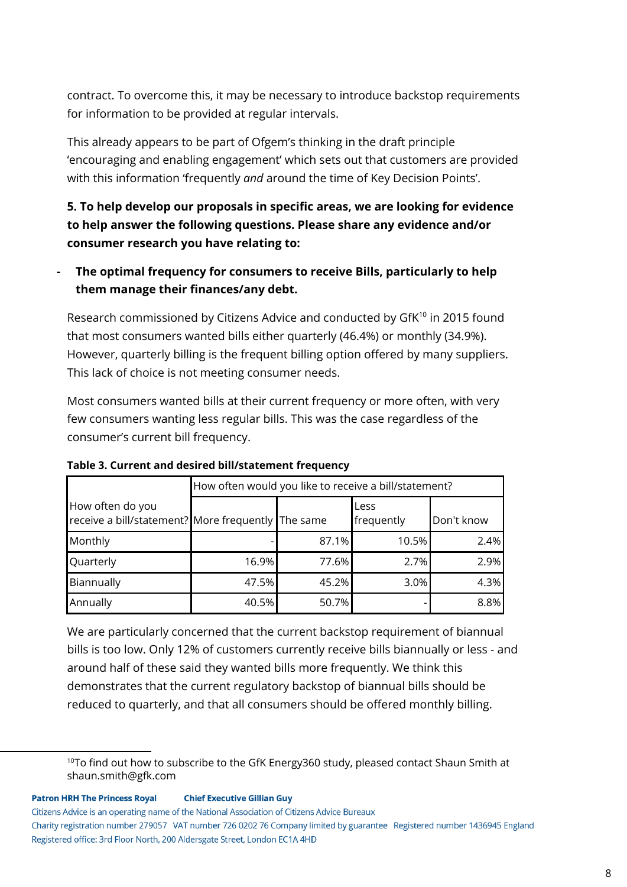contract. To overcome this, it may be necessary to introduce backstop requirements for information to be provided at regular intervals.

This already appears to be part of Ofgem's thinking in the draft principle 'encouraging and enabling engagement' which sets out that customers are provided with this information 'frequently *and* around the time of Key Decision Points'.

**5. To help develop our proposals in specific areas, we are looking for evidence to help answer the following questions. Please share any evidence and/or consumer research you have relating to:**

- **The optimal frequency for consumers to receive Bills, particularly to help them manage their finances/any debt.**

Research commissioned by Citizens Advice and conducted by GfK[10] in 2015 found that most consumers wanted bills either quarterly (46.4%) or monthly (34.9%). However, quarterly billing is the frequent billing option offered by many suppliers. This lack of choice is not meeting consumer needs.

Most consumers wanted bills at their current frequency or more often, with very few consumers wanting less regular bills. This was the case regardless of the consumer's current bill frequency.

**Table 3. Current and desired bill/statement frequency**

| How often do you receive a bill/statement? | How often would you like to receive a bill/statement? | | | |
|---|---|---|---|---|
| | More frequently | The same | Less frequently | Don't know |
| Monthly | - | 87.1% | 10.5% | 2.4% |
| Quarterly | 16.9% | 77.6% | 2.7% | 2.9% |
| Biannually | 47.5% | 45.2% | 3.0% | 4.3% |
| Annually | 40.5% | 50.7% | - | 8.8% |

We are particularly concerned that the current backstop requirement of biannual bills is too low. Only 12% of customers currently receive bills biannually or less - and around half of these said they wanted bills more frequently. We think this demonstrates that the current regulatory backstop of biannual bills should be reduced to quarterly, and that all consumers should be offered monthly billing.

[10] To find out how to subscribe to the GfK Energy360 study, pleased contact Shaun Smith at shaun.smith@gfk.com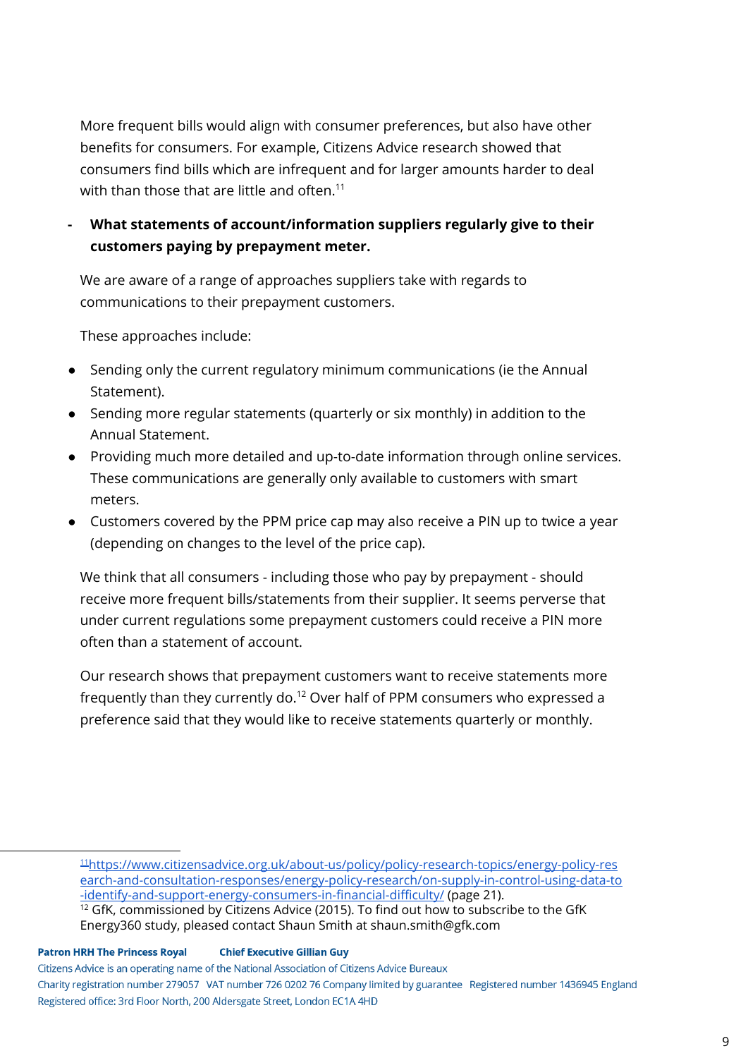More frequent bills would align with consumer preferences, but also have other benefits for consumers. For example, Citizens Advice research showed that consumers find bills which are infrequent and for larger amounts harder to deal with than those that are little and often.[11]

- **What statements of account/information suppliers regularly give to their customers paying by prepayment meter.**

We are aware of a range of approaches suppliers take with regards to communications to their prepayment customers.

These approaches include:

- Sending only the current regulatory minimum communications (ie the Annual Statement).
- Sending more regular statements (quarterly or six monthly) in addition to the Annual Statement.
- Providing much more detailed and up-to-date information through online services. These communications are generally only available to customers with smart meters.
- Customers covered by the PPM price cap may also receive a PIN up to twice a year (depending on changes to the level of the price cap).

We think that all consumers - including those who pay by prepayment - should receive more frequent bills/statements from their supplier. It seems perverse that under current regulations some prepayment customers could receive a PIN more often than a statement of account.

Our research shows that prepayment customers want to receive statements more frequently than they currently do.[12] Over half of PPM consumers who expressed a preference said that they would like to receive statements quarterly or monthly.

---

[11] https://www.citizensadvice.org.uk/about-us/policy/policy-research-topics/energy-policy-research-and-consultation-responses/energy-policy-research/on-supply-in-control-using-data-to-identify-and-support-energy-consumers-in-financial-difficulty/ (page 21).

[12] GfK, commissioned by Citizens Advice (2015). To find out how to subscribe to the GfK Energy360 study, pleased contact Shaun Smith at shaun.smith@gfk.com

**Patron HRH The Princess Royal** **Chief Executive Gillian Guy**

Citizens Advice is an operating name of the National Association of Citizens Advice Bureaux

Charity registration number 279057 VAT number 726 0202 76 Company limited by guarantee Registered number 1436945 England

Registered office: 3rd Floor North, 200 Aldersgate Street, London EC1A 4HD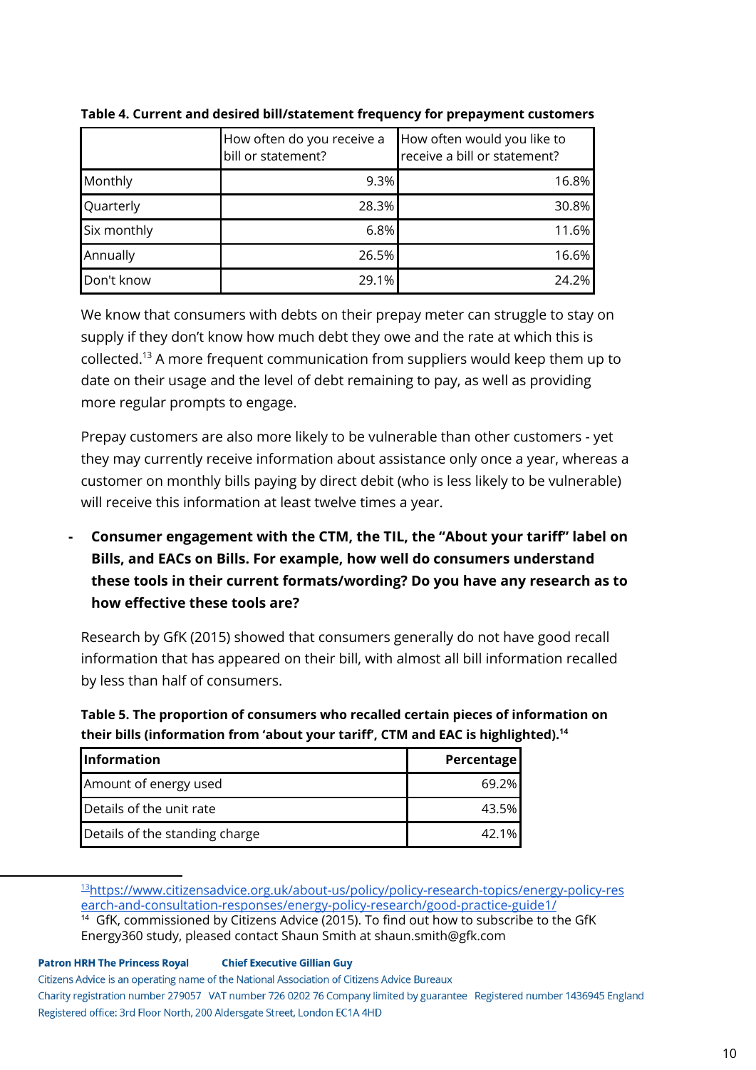**Table 4. Current and desired bill/statement frequency for prepayment customers**

| | How often do you receive a bill or statement? | How often would you like to receive a bill or statement? |
|---|---:|---:|
| Monthly | 9.3% | 16.8% |
| Quarterly | 28.3% | 30.8% |
| Six monthly | 6.8% | 11.6% |
| Annually | 26.5% | 16.6% |
| Don't know | 29.1% | 24.2% |

We know that consumers with debts on their prepay meter can struggle to stay on supply if they don't know how much debt they owe and the rate at which this is collected.[13] A more frequent communication from suppliers would keep them up to date on their usage and the level of debt remaining to pay, as well as providing more regular prompts to engage.

Prepay customers are also more likely to be vulnerable than other customers - yet they may currently receive information about assistance only once a year, whereas a customer on monthly bills paying by direct debit (who is less likely to be vulnerable) will receive this information at least twelve times a year.

- **Consumer engagement with the CTM, the TIL, the "About your tariff" label on Bills, and EACs on Bills. For example, how well do consumers understand these tools in their current formats/wording? Do you have any research as to how effective these tools are?**

Research by GfK (2015) showed that consumers generally do not have good recall information that has appeared on their bill, with almost all bill information recalled by less than half of consumers.

**Table 5. The proportion of consumers who recalled certain pieces of information on their bills (information from 'about your tariff', CTM and EAC is highlighted).[14]**

| Information | Percentage |
|---|---:|
| Amount of energy used | 69.2% |
| Details of the unit rate | 43.5% |
| Details of the standing charge | 42.1% |

[13] https://www.citizensadvice.org.uk/about-us/policy/policy-research-topics/energy-policy-research-and-consultation-responses/energy-policy-research/good-practice-guide1/

[14] GfK, commissioned by Citizens Advice (2015). To find out how to subscribe to the GfK Energy360 study, pleased contact Shaun Smith at shaun.smith@gfk.com

**Patron HRH The Princess Royal** **Chief Executive Gillian Guy**

Citizens Advice is an operating name of the National Association of Citizens Advice Bureaux

Charity registration number 279057 VAT number 726 0202 76 Company limited by guarantee Registered number 1436945 England

Registered office: 3rd Floor North, 200 Aldersgate Street, London EC1A 4HD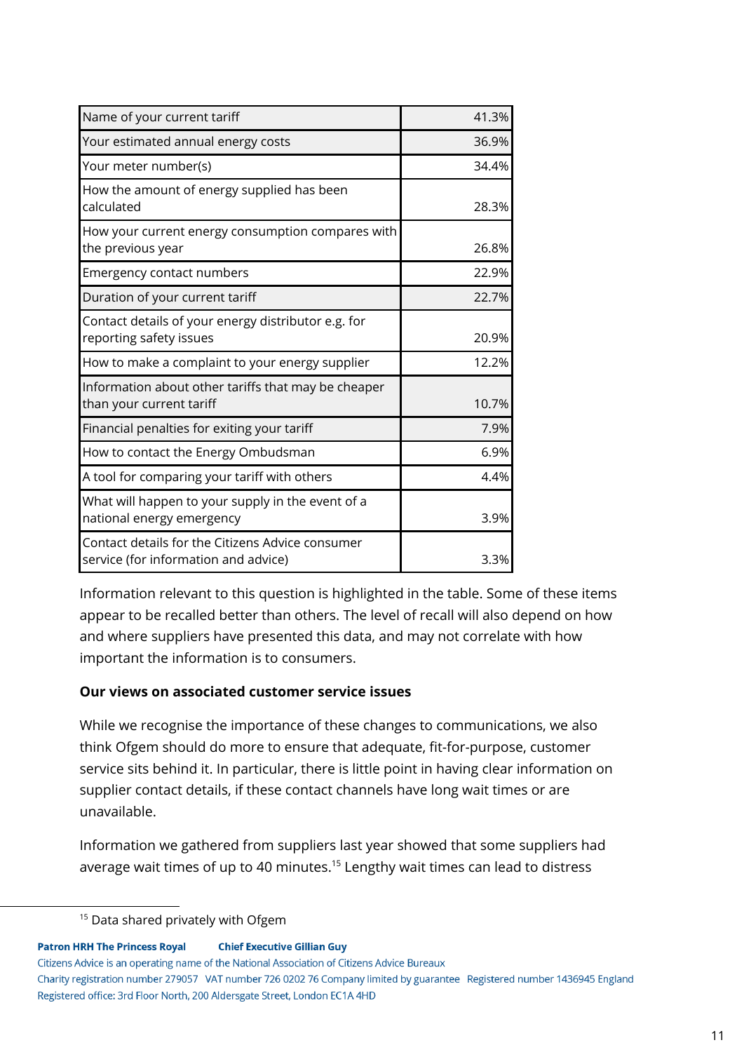| | |
|---|---|
| Name of your current tariff | 41.3% |
| Your estimated annual energy costs | 36.9% |
| Your meter number(s) | 34.4% |
| How the amount of energy supplied has been calculated | 28.3% |
| How your current energy consumption compares with the previous year | 26.8% |
| Emergency contact numbers | 22.9% |
| Duration of your current tariff | 22.7% |
| Contact details of your energy distributor e.g. for reporting safety issues | 20.9% |
| How to make a complaint to your energy supplier | 12.2% |
| Information about other tariffs that may be cheaper than your current tariff | 10.7% |
| Financial penalties for exiting your tariff | 7.9% |
| How to contact the Energy Ombudsman | 6.9% |
| A tool for comparing your tariff with others | 4.4% |
| What will happen to your supply in the event of a national energy emergency | 3.9% |
| Contact details for the Citizens Advice consumer service (for information and advice) | 3.3% |

Information relevant to this question is highlighted in the table. Some of these items appear to be recalled better than others. The level of recall will also depend on how and where suppliers have presented this data, and may not correlate with how important the information is to consumers.

**Our views on associated customer service issues**

While we recognise the importance of these changes to communications, we also think Ofgem should do more to ensure that adequate, fit-for-purpose, customer service sits behind it. In particular, there is little point in having clear information on supplier contact details, if these contact channels have long wait times or are unavailable.

Information we gathered from suppliers last year showed that some suppliers had average wait times of up to 40 minutes.[15] Lengthy wait times can lead to distress

[15] Data shared privately with Ofgem

**Patron HRH The Princess Royal** **Chief Executive Gillian Guy**
Citizens Advice is an operating name of the National Association of Citizens Advice Bureaux
Charity registration number 279057 VAT number 726 0202 76 Company limited by guarantee Registered number 1436945 England
Registered office: 3rd Floor North, 200 Aldersgate Street, London EC1A 4HD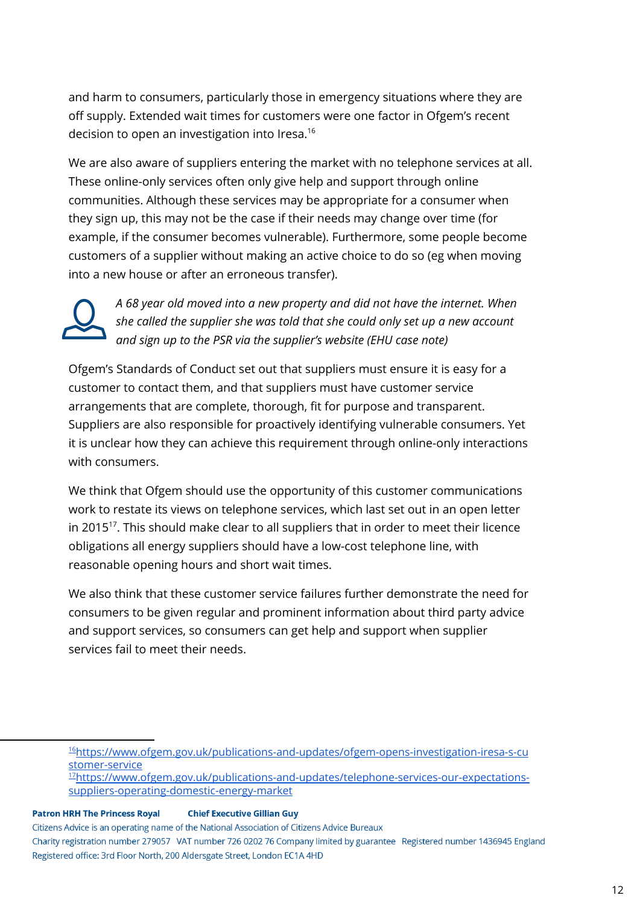and harm to consumers, particularly those in emergency situations where they are off supply. Extended wait times for customers were one factor in Ofgem's recent decision to open an investigation into Iresa.[16]

We are also aware of suppliers entering the market with no telephone services at all. These online-only services often only give help and support through online communities. Although these services may be appropriate for a consumer when they sign up, this may not be the case if their needs may change over time (for example, if the consumer becomes vulnerable). Furthermore, some people become customers of a supplier without making an active choice to do so (eg when moving into a new house or after an erroneous transfer).

*A 68 year old moved into a new property and did not have the internet. When she called the supplier she was told that she could only set up a new account and sign up to the PSR via the supplier's website (EHU case note)*

Ofgem's Standards of Conduct set out that suppliers must ensure it is easy for a customer to contact them, and that suppliers must have customer service arrangements that are complete, thorough, fit for purpose and transparent. Suppliers are also responsible for proactively identifying vulnerable consumers. Yet it is unclear how they can achieve this requirement through online-only interactions with consumers.

We think that Ofgem should use the opportunity of this customer communications work to restate its views on telephone services, which last set out in an open letter in 2015[17]. This should make clear to all suppliers that in order to meet their licence obligations all energy suppliers should have a low-cost telephone line, with reasonable opening hours and short wait times.

We also think that these customer service failures further demonstrate the need for consumers to be given regular and prominent information about third party advice and support services, so consumers can get help and support when supplier services fail to meet their needs.

---

[16] https://www.ofgem.gov.uk/publications-and-updates/ofgem-opens-investigation-iresa-s-customer-service

[17] https://www.ofgem.gov.uk/publications-and-updates/telephone-services-our-expectations-suppliers-operating-domestic-energy-market

**Patron HRH The Princess Royal** **Chief Executive Gillian Guy**
Citizens Advice is an operating name of the National Association of Citizens Advice Bureaux
Charity registration number 279057 VAT number 726 0202 76 Company limited by guarantee Registered number 1436945 England
Registered office: 3rd Floor North, 200 Aldersgate Street, London EC1A 4HD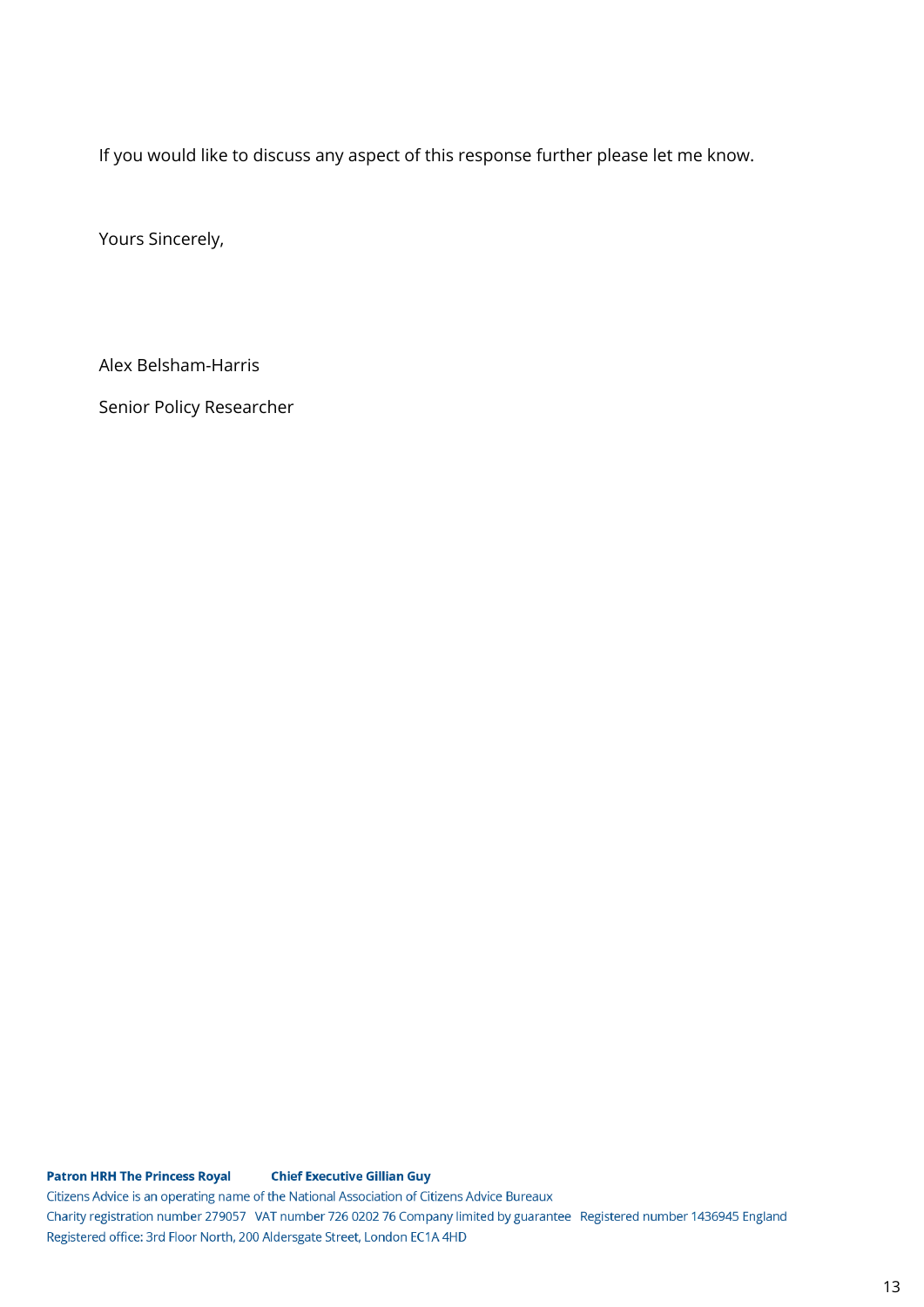If you would like to discuss any aspect of this response further please let me know.

Yours Sincerely,

Alex Belsham-Harris

Senior Policy Researcher

**Patron HRH The Princess Royal** **Chief Executive Gillian Guy**

Citizens Advice is an operating name of the National Association of Citizens Advice Bureaux

Charity registration number 279057 VAT number 726 0202 76 Company limited by guarantee Registered number 1436945 England

Registered office: 3rd Floor North, 200 Aldersgate Street, London EC1A 4HD